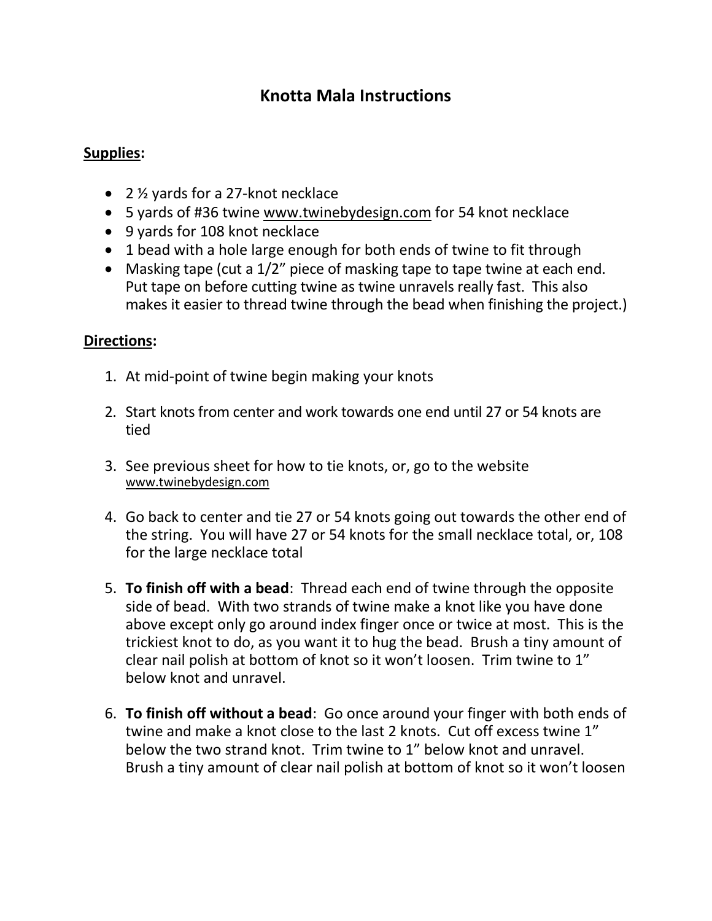# Knotta Mala Instructions

**Supplies:**

- 2 ½ yards for a 27-knot necklace
- 5 yards of #36 twine www.twinebydesign.com for 54 knot necklace
- 9 yards for 108 knot necklace
- 1 bead with a hole large enough for both ends of twine to fit through
- Masking tape (cut a 1/2" piece of masking tape to tape twine at each end. Put tape on before cutting twine as twine unravels really fast. This also makes it easier to thread twine through the bead when finishing the project.)

**Directions:**

1. At mid-point of twine begin making your knots
2. Start knots from center and work towards one end until 27 or 54 knots are tied
3. See previous sheet for how to tie knots, or, go to the website www.twinebydesign.com
4. Go back to center and tie 27 or 54 knots going out towards the other end of the string. You will have 27 or 54 knots for the small necklace total, or, 108 for the large necklace total
5. **To finish off with a bead**: Thread each end of twine through the opposite side of bead. With two strands of twine make a knot like you have done above except only go around index finger once or twice at most. This is the trickiest knot to do, as you want it to hug the bead. Brush a tiny amount of clear nail polish at bottom of knot so it won't loosen. Trim twine to 1" below knot and unravel.
6. **To finish off without a bead**: Go once around your finger with both ends of twine and make a knot close to the last 2 knots. Cut off excess twine 1" below the two strand knot. Trim twine to 1" below knot and unravel. Brush a tiny amount of clear nail polish at bottom of knot so it won't loosen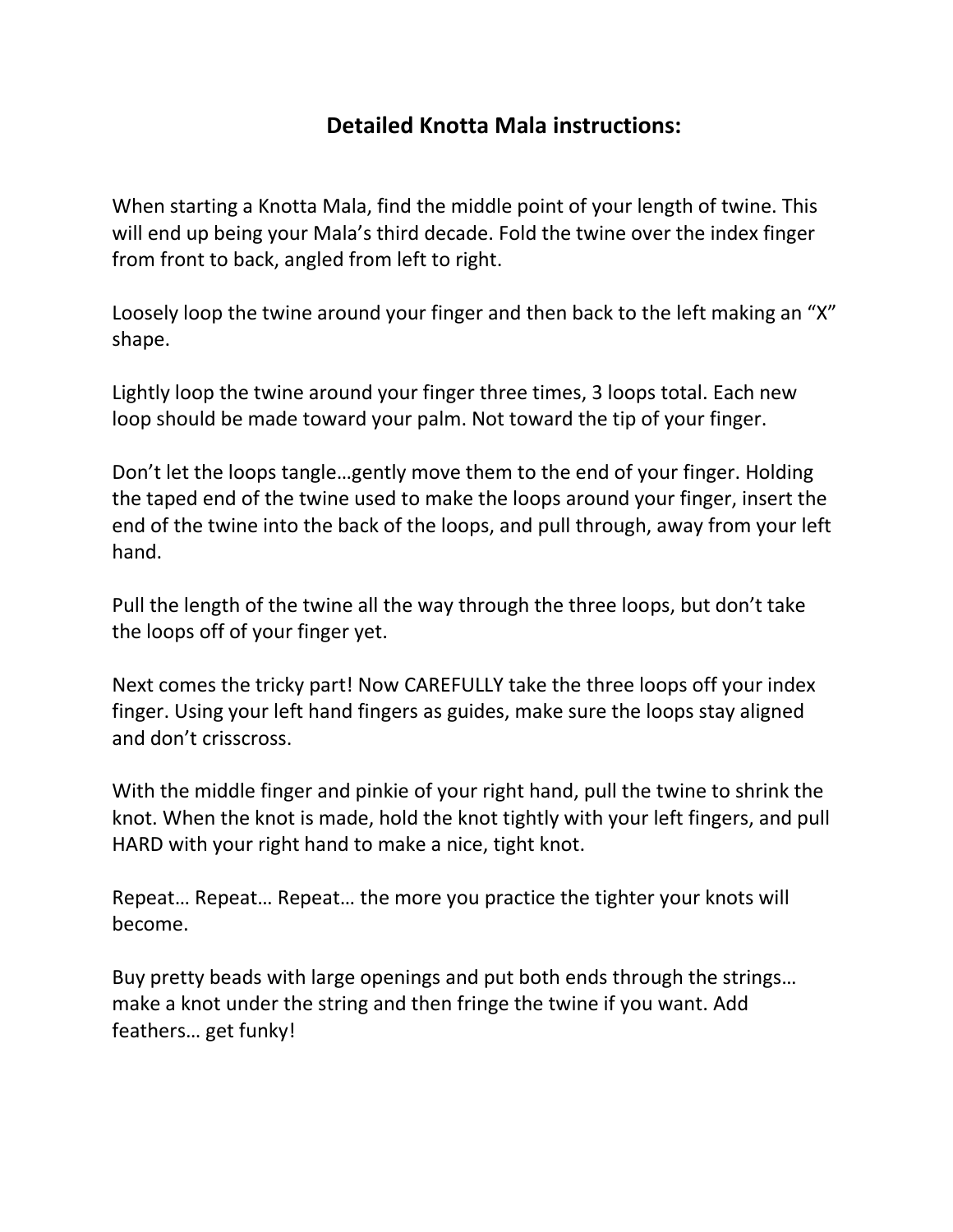## Detailed Knotta Mala instructions:

When starting a Knotta Mala, find the middle point of your length of twine. This will end up being your Mala's third decade. Fold the twine over the index finger from front to back, angled from left to right.

Loosely loop the twine around your finger and then back to the left making an "X" shape.

Lightly loop the twine around your finger three times, 3 loops total. Each new loop should be made toward your palm. Not toward the tip of your finger.

Don't let the loops tangle…gently move them to the end of your finger. Holding the taped end of the twine used to make the loops around your finger, insert the end of the twine into the back of the loops, and pull through, away from your left hand.

Pull the length of the twine all the way through the three loops, but don't take the loops off of your finger yet.

Next comes the tricky part! Now CAREFULLY take the three loops off your index finger. Using your left hand fingers as guides, make sure the loops stay aligned and don't crisscross.

With the middle finger and pinkie of your right hand, pull the twine to shrink the knot. When the knot is made, hold the knot tightly with your left fingers, and pull HARD with your right hand to make a nice, tight knot.

Repeat… Repeat… Repeat… the more you practice the tighter your knots will become.

Buy pretty beads with large openings and put both ends through the strings… make a knot under the string and then fringe the twine if you want. Add feathers… get funky!